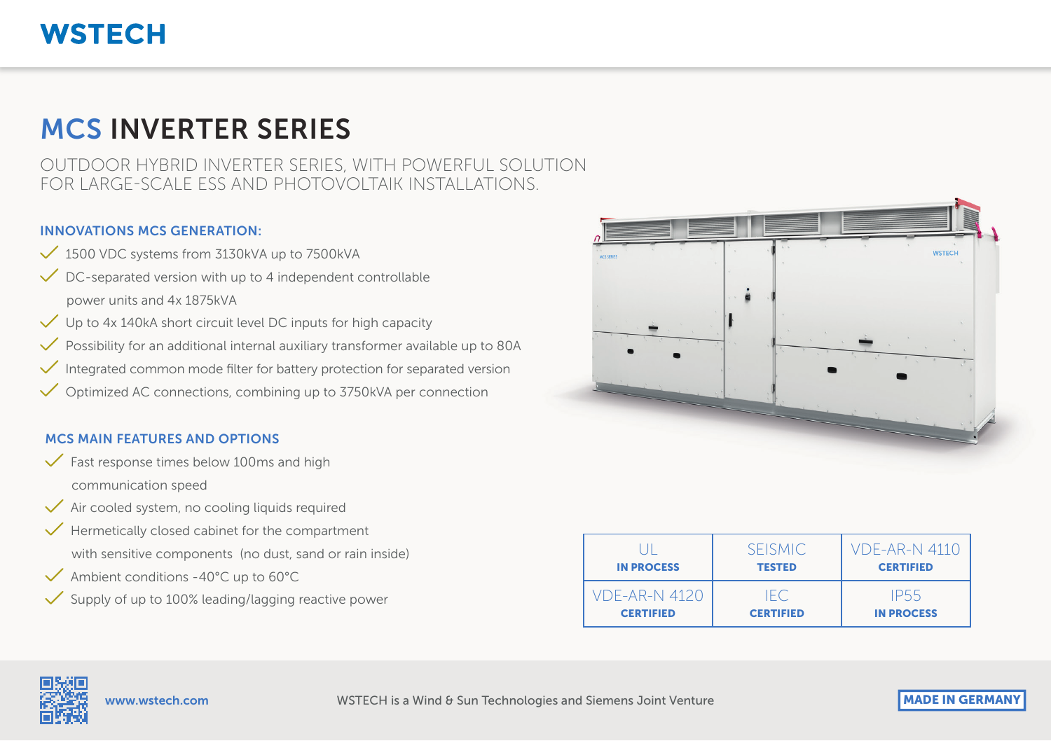WSTECH

# MCS INVERTER SERIES

OUTDOOR HYBRID INVERTER SERIES, WITH POWERFUL SOLUTION FOR LARGE-SCALE ESS AND PHOTOVOLTAIK INSTALLATIONS.

### INNOVATIONS MCS GENERATION:

- 1500 VDC systems from 3130kVA up to 7500kVA
- DC-separated version with up to 4 independent controllable power units and 4x 1875kVA
- Up to 4x 140kA short circuit level DC inputs for high capacity
- Possibility for an additional internal auxiliary transformer available up to 80A
- Integrated common mode filter for battery protection for separated version
- Optimized AC connections, combining up to 3750kVA per connection

### MCS MAIN FEATURES AND OPTIONS

- Fast response times below 100ms and high communication speed
- Air cooled system, no cooling liquids required
- Hermetically closed cabinet for the compartment with sensitive components (no dust, sand or rain inside)
- Ambient conditions -40°C up to 60°C
- Supply of up to 100% leading/lagging reactive power

| | | |
|---|---|---|
| UL **IN PROCESS** | SEISMIC **TESTED** | VDE-AR-N 4110 **CERTIFIED** |
| VDE-AR-N 4120 **CERTIFIED** | IEC **CERTIFIED** | IP55 **IN PROCESS** |

www.wstech.com

WSTECH is a Wind & Sun Technologies and Siemens Joint Venture

**MADE IN GERMANY**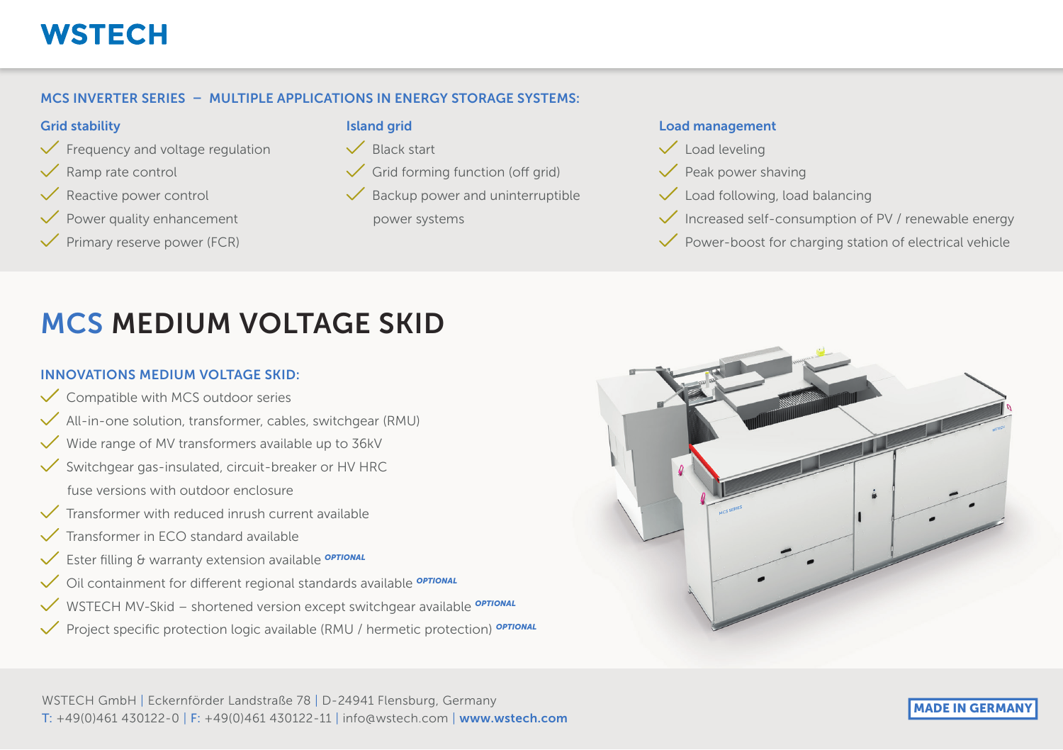# WSTECH

## MCS INVERTER SERIES – MULTIPLE APPLICATIONS IN ENERGY STORAGE SYSTEMS:

### Grid stability

- Frequency and voltage regulation
- Ramp rate control
- Reactive power control
- Power quality enhancement
- Primary reserve power (FCR)

### Island grid

- Black start
- Grid forming function (off grid)
- Backup power and uninterruptible power systems

### Load management

- Load leveling
- Peak power shaving
- Load following, load balancing
- Increased self-consumption of PV / renewable energy
- Power-boost for charging station of electrical vehicle

# MCS MEDIUM VOLTAGE SKID

## INNOVATIONS MEDIUM VOLTAGE SKID:

- Compatible with MCS outdoor series
- All-in-one solution, transformer, cables, switchgear (RMU)
- Wide range of MV transformers available up to 36kV
- Switchgear gas-insulated, circuit-breaker or HV HRC fuse versions with outdoor enclosure
- Transformer with reduced inrush current available
- Transformer in ECO standard available
- Ester filling & warranty extension available *OPTIONAL*
- Oil containment for different regional standards available *OPTIONAL*
- WSTECH MV-Skid – shortened version except switchgear available *OPTIONAL*
- Project specific protection logic available (RMU / hermetic protection) *OPTIONAL*

WSTECH GmbH | Eckernförder Landstraße 78 | D-24941 Flensburg, Germany
T: +49(0)461 430122-0 | F: +49(0)461 430122-11 | info@wstech.com | **www.wstech.com**

**MADE IN GERMANY**